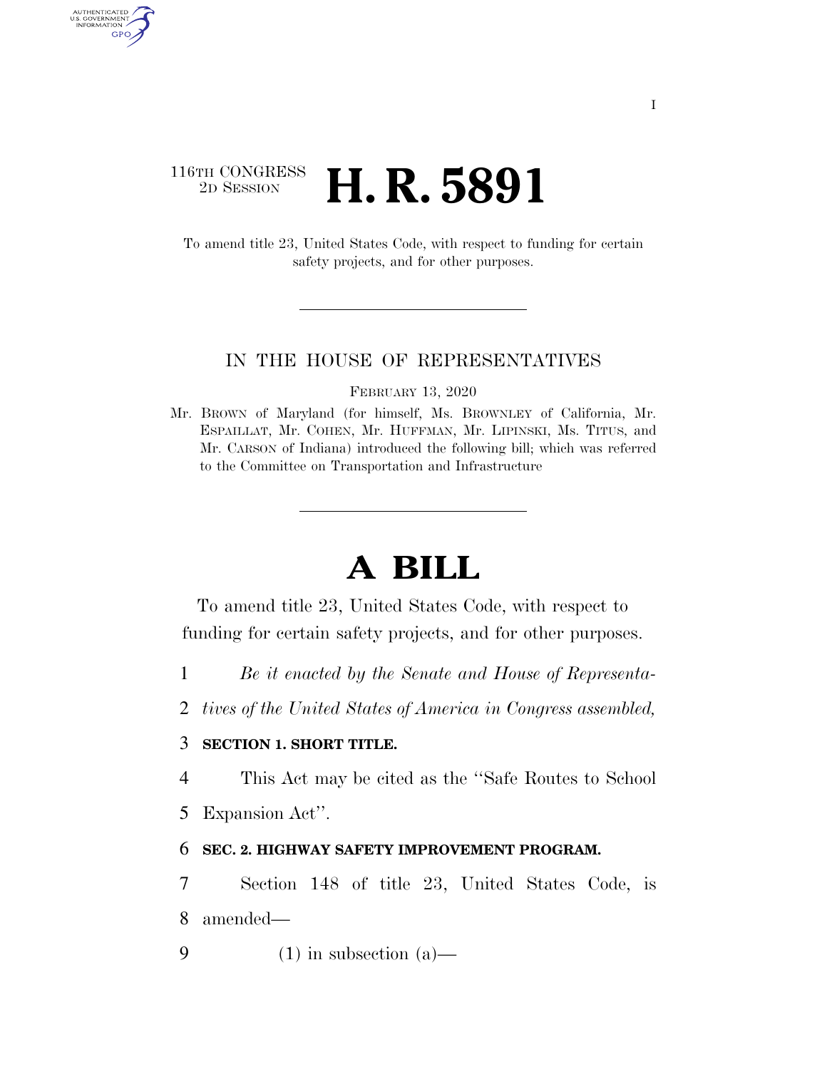116TH CONGRESS
2D SESSION

# H. R. 5891

To amend title 23, United States Code, with respect to funding for certain safety projects, and for other purposes.

IN THE HOUSE OF REPRESENTATIVES

FEBRUARY 13, 2020

Mr. BROWN of Maryland (for himself, Ms. BROWNLEY of California, Mr. ESPAILLAT, Mr. COHEN, Mr. HUFFMAN, Mr. LIPINSKI, Ms. TITUS, and Mr. CARSON of Indiana) introduced the following bill; which was referred to the Committee on Transportation and Infrastructure

# A BILL

To amend title 23, United States Code, with respect to funding for certain safety projects, and for other purposes.

1 *Be it enacted by the Senate and House of Representa-*
2 *tives of the United States of America in Congress assembled,*

3 **SECTION 1. SHORT TITLE.**

4 This Act may be cited as the ''Safe Routes to School
5 Expansion Act''.

6 **SEC. 2. HIGHWAY SAFETY IMPROVEMENT PROGRAM.**

7 Section 148 of title 23, United States Code, is
8 amended—

9 (1) in subsection (a)—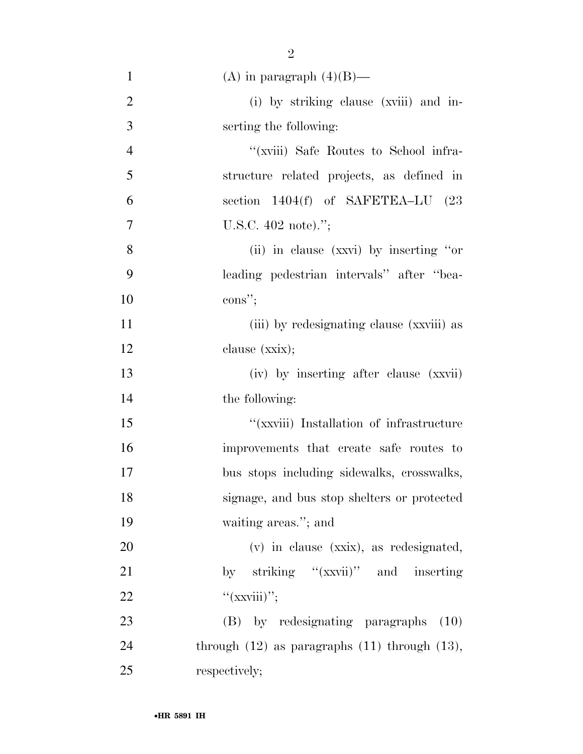(A) in paragraph (4)(B)—

(i) by striking clause (xviii) and inserting the following:

"(xviii) Safe Routes to School infrastructure related projects, as defined in section 1404(f) of SAFETEA–LU (23 U.S.C. 402 note).";

(ii) in clause (xxvi) by inserting "or leading pedestrian intervals" after "beacons";

(iii) by redesignating clause (xxviii) as clause (xxix);

(iv) by inserting after clause (xxvii) the following:

"(xxviii) Installation of infrastructure improvements that create safe routes to bus stops including sidewalks, crosswalks, signage, and bus stop shelters or protected waiting areas."; and

(v) in clause (xxix), as redesignated, by striking "(xxvii)" and inserting "(xxviii)";

(B) by redesignating paragraphs (10) through (12) as paragraphs (11) through (13), respectively;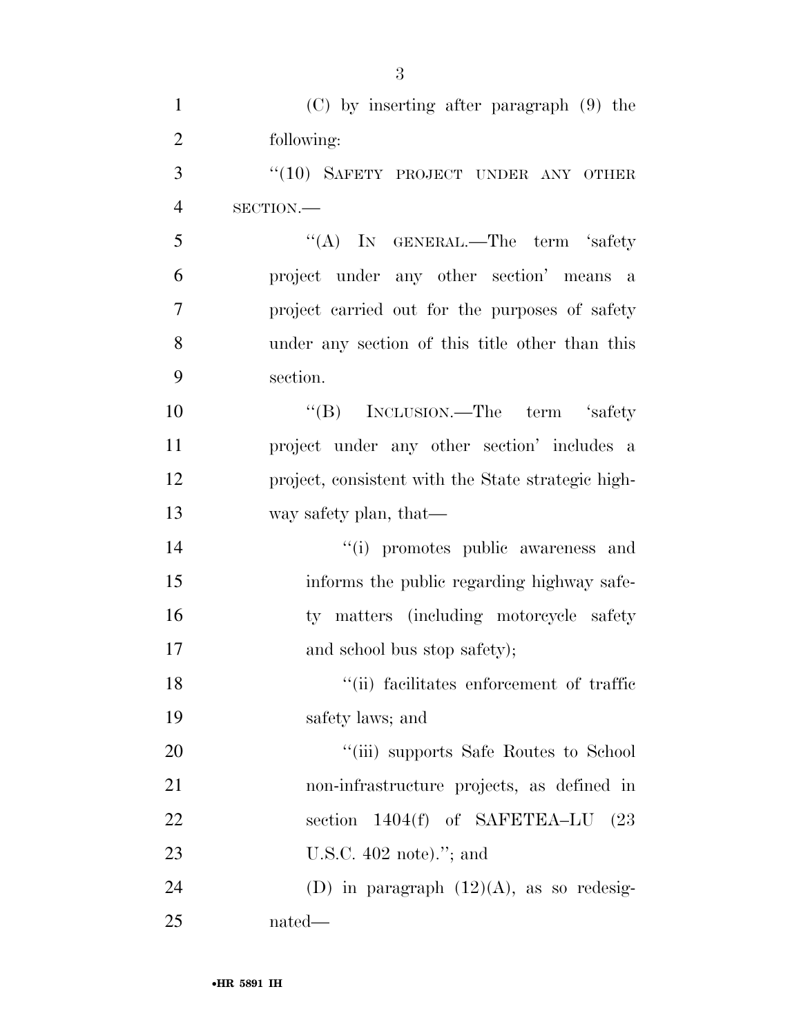(C) by inserting after paragraph (9) the following:

"(10) SAFETY PROJECT UNDER ANY OTHER SECTION.—

"(A) IN GENERAL.—The term 'safety project under any other section' means a project carried out for the purposes of safety under any section of this title other than this section.

"(B) INCLUSION.—The term 'safety project under any other section' includes a project, consistent with the State strategic highway safety plan, that—

"(i) promotes public awareness and informs the public regarding highway safety matters (including motorcycle safety and school bus stop safety);

"(ii) facilitates enforcement of traffic safety laws; and

"(iii) supports Safe Routes to School non-infrastructure projects, as defined in section 1404(f) of SAFETEA–LU (23 U.S.C. 402 note)."; and

(D) in paragraph (12)(A), as so redesignated—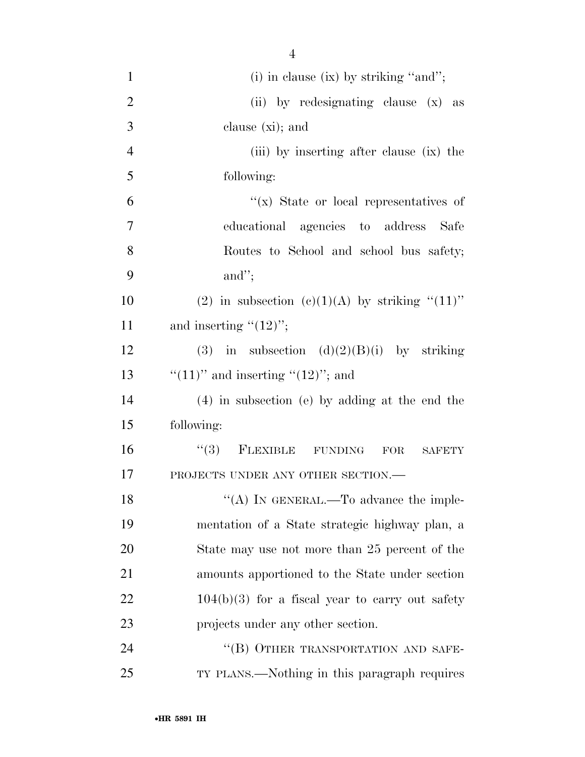(i) in clause (ix) by striking "and";

(ii) by redesignating clause (x) as clause (xi); and

(iii) by inserting after clause (ix) the following:

"(x) State or local representatives of educational agencies to address Safe Routes to School and school bus safety; and";

(2) in subsection (c)(1)(A) by striking "(11)" and inserting "(12)";

(3) in subsection (d)(2)(B)(i) by striking "(11)" and inserting "(12)"; and

(4) in subsection (e) by adding at the end the following:

"(3) FLEXIBLE FUNDING FOR SAFETY PROJECTS UNDER ANY OTHER SECTION.—

"(A) IN GENERAL.—To advance the implementation of a State strategic highway plan, a State may use not more than 25 percent of the amounts apportioned to the State under section 104(b)(3) for a fiscal year to carry out safety projects under any other section.

"(B) OTHER TRANSPORTATION AND SAFETY PLANS.—Nothing in this paragraph requires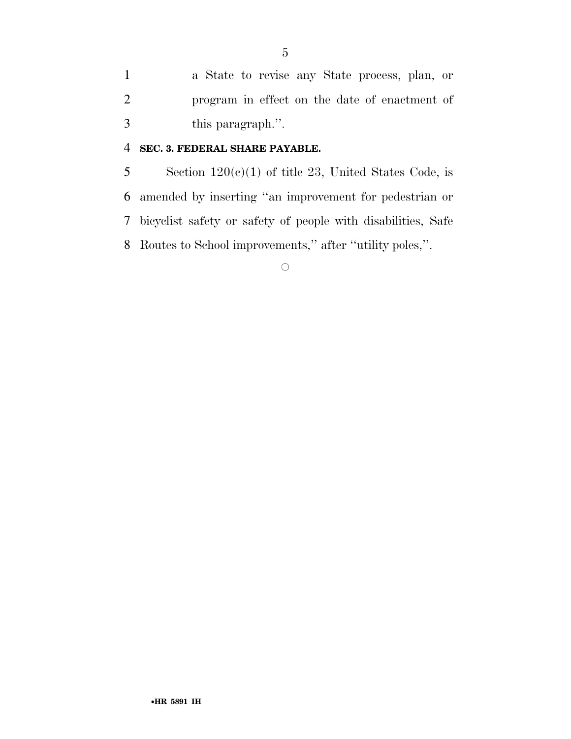a State to revise any State process, plan, or program in effect on the date of enactment of this paragraph.''.

**SEC. 3. FEDERAL SHARE PAYABLE.**

Section 120(c)(1) of title 23, United States Code, is amended by inserting ''an improvement for pedestrian or bicyclist safety or safety of people with disabilities, Safe Routes to School improvements,'' after ''utility poles,''.